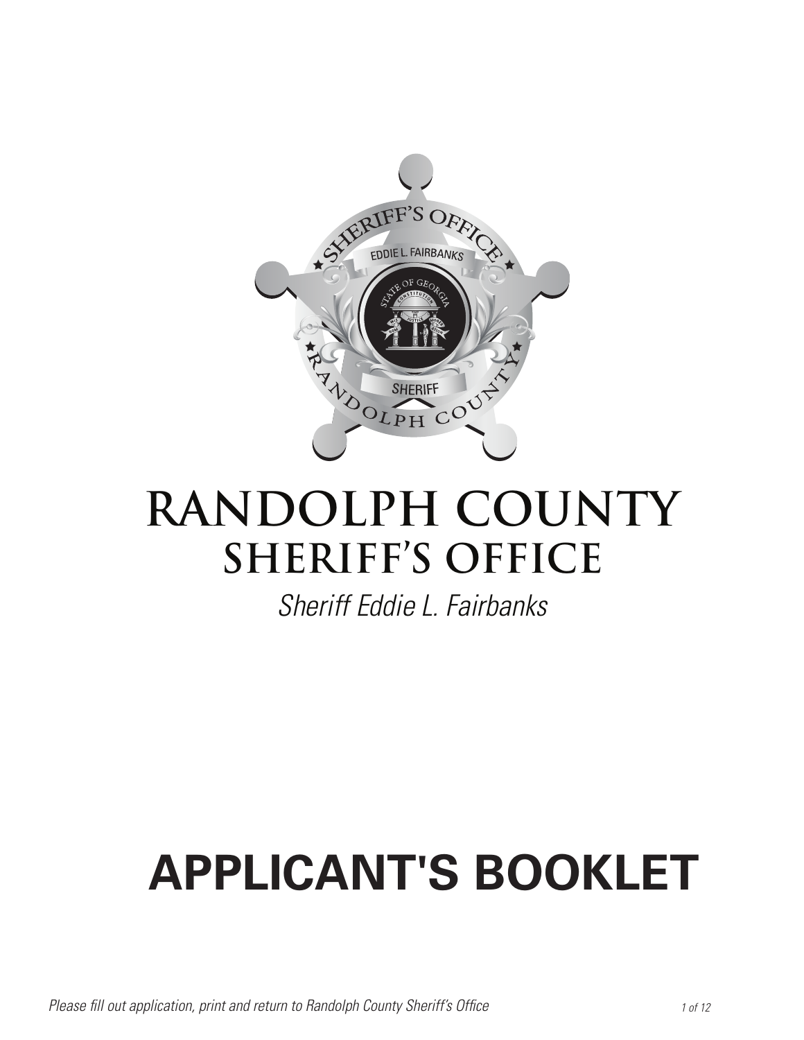# RANDOLPH COUNTY
## SHERIFF'S OFFICE

*Sheriff Eddie L. Fairbanks*

# APPLICANT'S BOOKLET

*Please fill out application, print and return to Randolph County Sheriff's Office*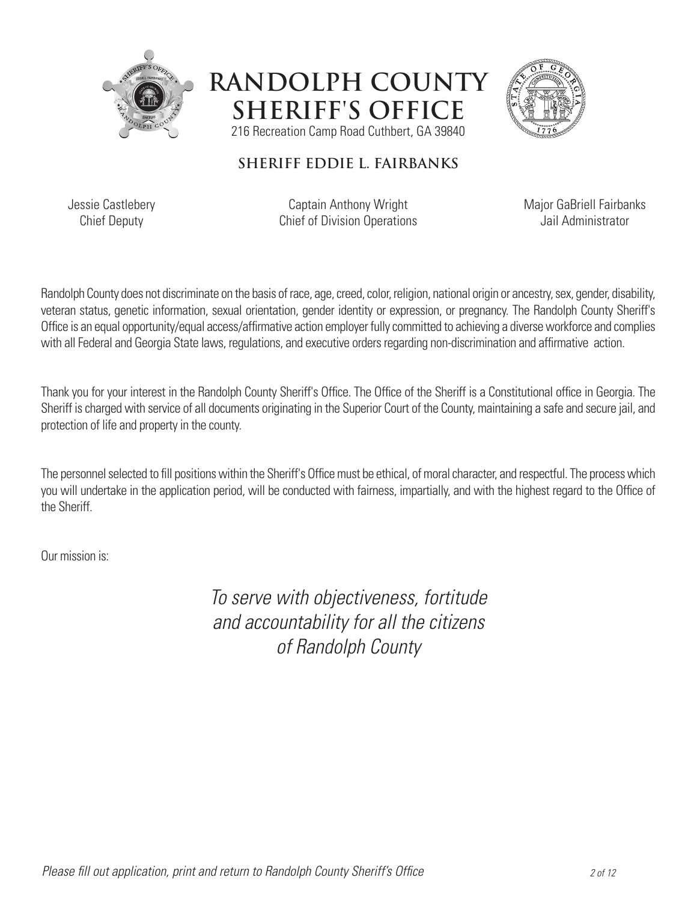# RANDOLPH COUNTY SHERIFF'S OFFICE

216 Recreation Camp Road Cuthbert, GA 39840

## SHERIFF EDDIE L. FAIRBANKS

Jessie Castlebery
Chief Deputy

Captain Anthony Wright
Chief of Division Operations

Major GaBriell Fairbanks
Jail Administrator

Randolph County does not discriminate on the basis of race, age, creed, color, religion, national origin or ancestry, sex, gender, disability, veteran status, genetic information, sexual orientation, gender identity or expression, or pregnancy. The Randolph County Sheriff's Office is an equal opportunity/equal access/affirmative action employer fully committed to achieving a diverse workforce and complies with all Federal and Georgia State laws, regulations, and executive orders regarding non-discrimination and affirmative action.

Thank you for your interest in the Randolph County Sheriff's Office. The Office of the Sheriff is a Constitutional office in Georgia. The Sheriff is charged with service of all documents originating in the Superior Court of the County, maintaining a safe and secure jail, and protection of life and property in the county.

The personnel selected to fill positions within the Sheriff's Office must be ethical, of moral character, and respectful. The process which you will undertake in the application period, will be conducted with fairness, impartially, and with the highest regard to the Office of the Sheriff.

Our mission is:

*To serve with objectiveness, fortitude and accountability for all the citizens of Randolph County*

*Please fill out application, print and return to Randolph County Sheriff's Office*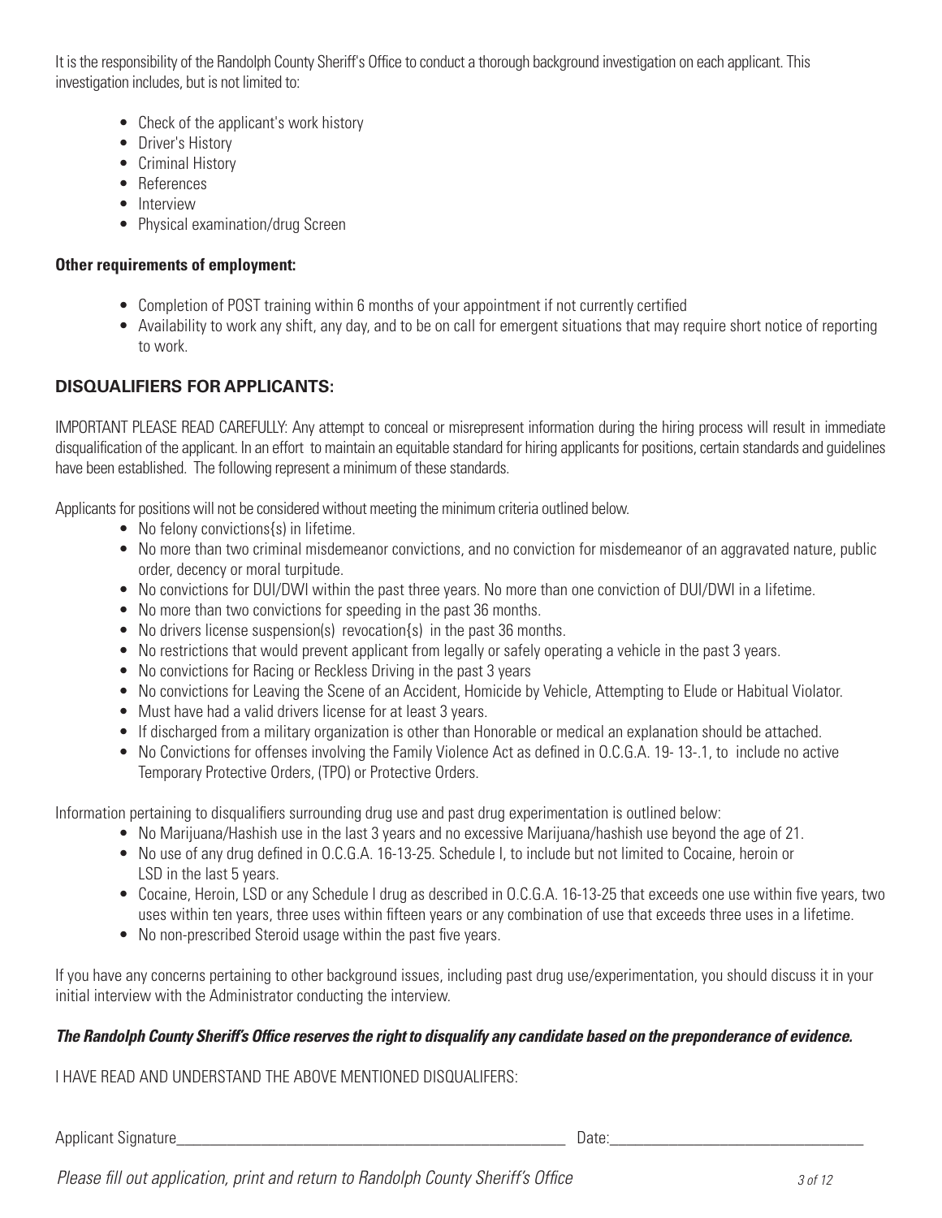It is the responsibility of the Randolph County Sheriff's Office to conduct a thorough background investigation on each applicant. This investigation includes, but is not limited to:

- Check of the applicant's work history
- Driver's History
- Criminal History
- References
- Interview
- Physical examination/drug Screen

**Other requirements of employment:**

- Completion of POST training within 6 months of your appointment if not currently certified
- Availability to work any shift, any day, and to be on call for emergent situations that may require short notice of reporting to work.

## DISQUALIFIERS FOR APPLICANTS:

IMPORTANT PLEASE READ CAREFULLY: Any attempt to conceal or misrepresent information during the hiring process will result in immediate disqualification of the applicant. In an effort to maintain an equitable standard for hiring applicants for positions, certain standards and guidelines have been established. The following represent a minimum of these standards.

Applicants for positions will not be considered without meeting the minimum criteria outlined below.

- No felony convictions{s) in lifetime.
- No more than two criminal misdemeanor convictions, and no conviction for misdemeanor of an aggravated nature, public order, decency or moral turpitude.
- No convictions for DUI/DWI within the past three years. No more than one conviction of DUI/DWI in a lifetime.
- No more than two convictions for speeding in the past 36 months.
- No drivers license suspension(s) revocation{s) in the past 36 months.
- No restrictions that would prevent applicant from legally or safely operating a vehicle in the past 3 years.
- No convictions for Racing or Reckless Driving in the past 3 years
- No convictions for Leaving the Scene of an Accident, Homicide by Vehicle, Attempting to Elude or Habitual Violator.
- Must have had a valid drivers license for at least 3 years.
- If discharged from a military organization is other than Honorable or medical an explanation should be attached.
- No Convictions for offenses involving the Family Violence Act as defined in O.C.G.A. 19- 13-.1, to include no active Temporary Protective Orders, (TPO) or Protective Orders.

Information pertaining to disqualifiers surrounding drug use and past drug experimentation is outlined below:

- No Marijuana/Hashish use in the last 3 years and no excessive Marijuana/hashish use beyond the age of 21.
- No use of any drug defined in O.C.G.A. 16-13-25. Schedule I, to include but not limited to Cocaine, heroin or LSD in the last 5 years.
- Cocaine, Heroin, LSD or any Schedule I drug as described in O.C.G.A. 16-13-25 that exceeds one use within five years, two uses within ten years, three uses within fifteen years or any combination of use that exceeds three uses in a lifetime.
- No non-prescribed Steroid usage within the past five years.

If you have any concerns pertaining to other background issues, including past drug use/experimentation, you should discuss it in your initial interview with the Administrator conducting the interview.

***The Randolph County Sheriff's Office reserves the right to disqualify any candidate based on the preponderance of evidence.***

I HAVE READ AND UNDERSTAND THE ABOVE MENTIONED DISQUALIFERS:

Applicant Signature_______________________________________________ Date:_____________________________

*Please fill out application, print and return to Randolph County Sheriff's Office*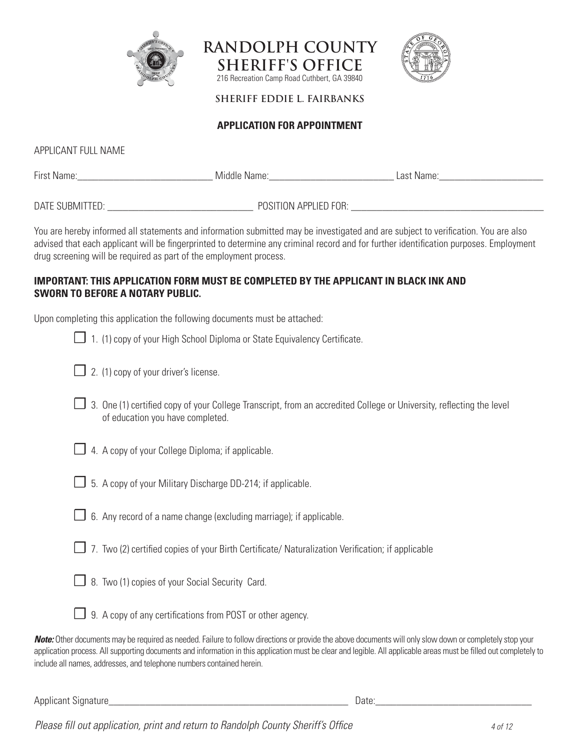# RANDOLPH COUNTY SHERIFF'S OFFICE

216 Recreation Camp Road Cuthbert, GA 39840

**SHERIFF EDDIE L. FAIRBANKS**

## APPLICATION FOR APPOINTMENT

APPLICANT FULL NAME

First Name:____________________________ Middle Name:__________________________ Last Name:______________________

DATE SUBMITTED: ______________________________ POSITION APPLIED FOR: __________________________________________

You are hereby informed all statements and information submitted may be investigated and are subject to verification. You are also advised that each applicant will be fingerprinted to determine any criminal record and for further identification purposes. Employment drug screening will be required as part of the employment process.

**IMPORTANT: THIS APPLICATION FORM MUST BE COMPLETED BY THE APPLICANT IN BLACK INK AND SWORN TO BEFORE A NOTARY PUBLIC.**

Upon completing this application the following documents must be attached:

- ☐ 1. (1) copy of your High School Diploma or State Equivalency Certificate.
- ☐ 2. (1) copy of your driver's license.
- ☐ 3. One (1) certified copy of your College Transcript, from an accredited College or University, reflecting the level of education you have completed.
- ☐ 4. A copy of your College Diploma; if applicable.
- ☐ 5. A copy of your Military Discharge DD-214; if applicable.
- ☐ 6. Any record of a name change (excluding marriage); if applicable.
- ☐ 7. Two (2) certified copies of your Birth Certificate/ Naturalization Verification; if applicable
- ☐ 8. Two (1) copies of your Social Security Card.
- ☐ 9. A copy of any certifications from POST or other agency.

***Note:*** Other documents may be required as needed. Failure to follow directions or provide the above documents will only slow down or completely stop your application process. All supporting documents and information in this application must be clear and legible. All applicable areas must be filled out completely to include all names, addresses, and telephone numbers contained herein.

Applicant Signature____________________________________________________ Date:_________________________________

*Please fill out application, print and return to Randolph County Sheriff's Office*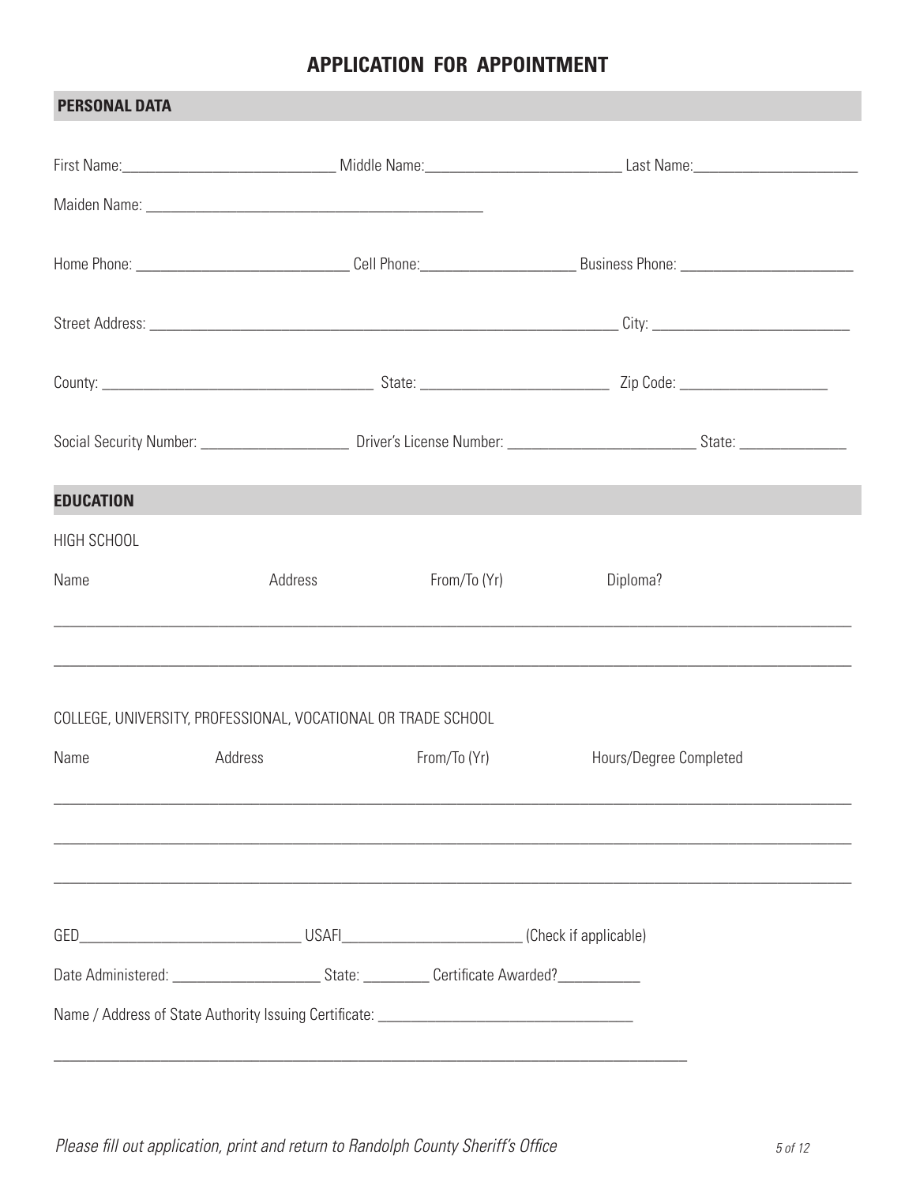# APPLICATION FOR APPOINTMENT

## PERSONAL DATA

First Name:___________________________ Middle Name:_________________________ Last Name:_____________________

Maiden Name: ____________________________________________

Home Phone: ____________________________ Cell Phone:____________________ Business Phone: _______________________

Street Address: ______________________________________________________________ City: ___________________________

County: ____________________________________ State: _________________________ Zip Code: ____________________

Social Security Number: ____________________ Driver's License Number: _________________________ State: ______________

## EDUCATION

HIGH SCHOOL

Name Address From/To (Yr) Diploma?

_____________________________________________________________________________________________________

_____________________________________________________________________________________________________

COLLEGE, UNIVERSITY, PROFESSIONAL, VOCATIONAL OR TRADE SCHOOL

Name Address From/To (Yr) Hours/Degree Completed

_____________________________________________________________________________________________________

_____________________________________________________________________________________________________

_____________________________________________________________________________________________________

GED______________________________ USAFI________________________ (Check if applicable)

Date Administered: ____________________ State: _________ Certificate Awarded?___________

Name / Address of State Authority Issuing Certificate: __________________________________

___________________________________________________________________________________

*Please fill out application, print and return to Randolph County Sheriff's Office*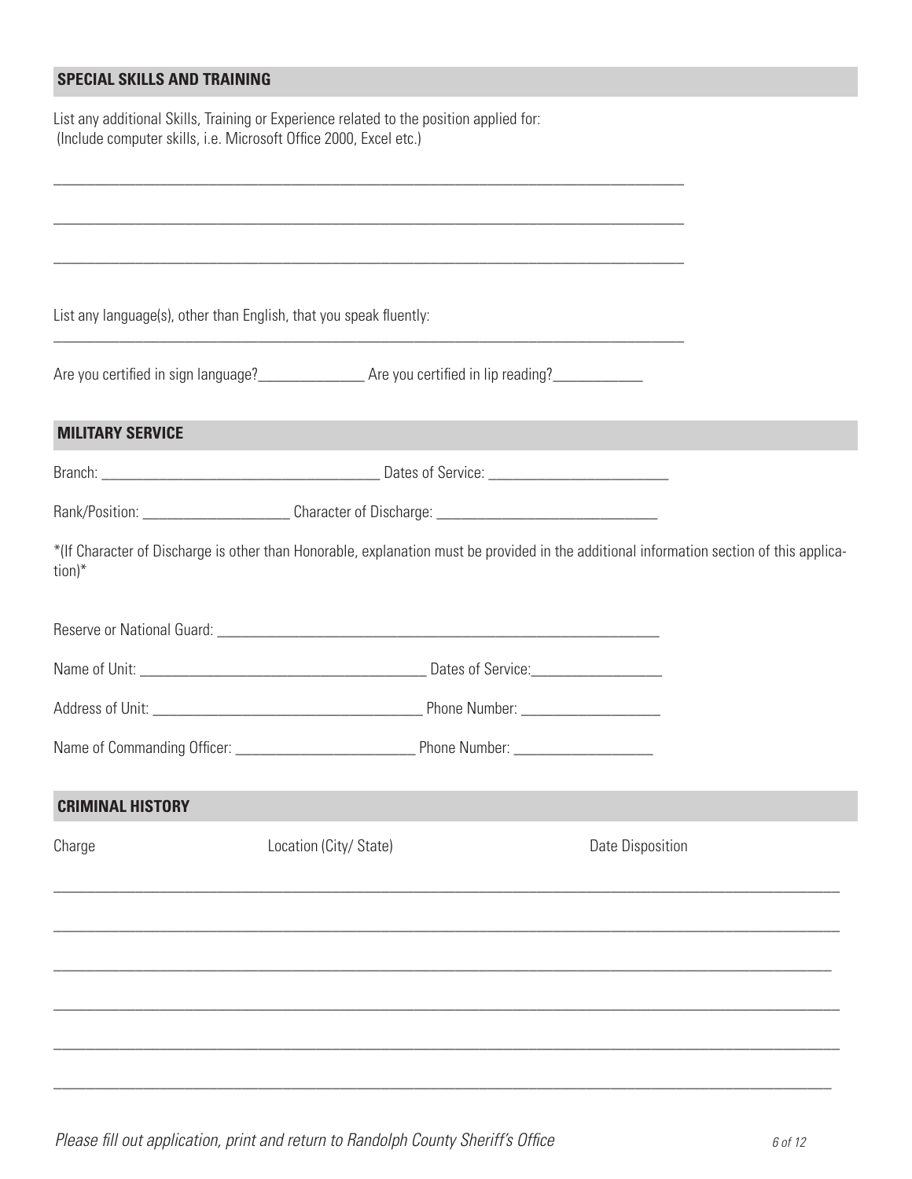## SPECIAL SKILLS AND TRAINING

List any additional Skills, Training or Experience related to the position applied for:
(Include computer skills, i.e. Microsoft Office 2000, Excel etc.)

_______________________________________________________________________________

_______________________________________________________________________________

_______________________________________________________________________________

List any language(s), other than English, that you speak fluently:

_______________________________________________________________________________

Are you certified in sign language?______________ Are you certified in lip reading?____________

## MILITARY SERVICE

Branch: ____________________________________ Dates of Service: ________________________

Rank/Position: ___________________ Character of Discharge: _____________________________

*(If Character of Discharge is other than Honorable, explanation must be provided in the additional information section of this application)*

Reserve or National Guard: ____________________________________________________________

Name of Unit: _____________________________________ Dates of Service:_________________

Address of Unit: ___________________________________ Phone Number: __________________

Name of Commanding Officer: _______________________ Phone Number: __________________

## CRIMINAL HISTORY

| Charge | Location (City/ State) | Date Disposition |
|---|---|---|
| | | |
| | | |
| | | |
| | | |
| | | |
| | | |

*Please fill out application, print and return to Randolph County Sheriff's Office*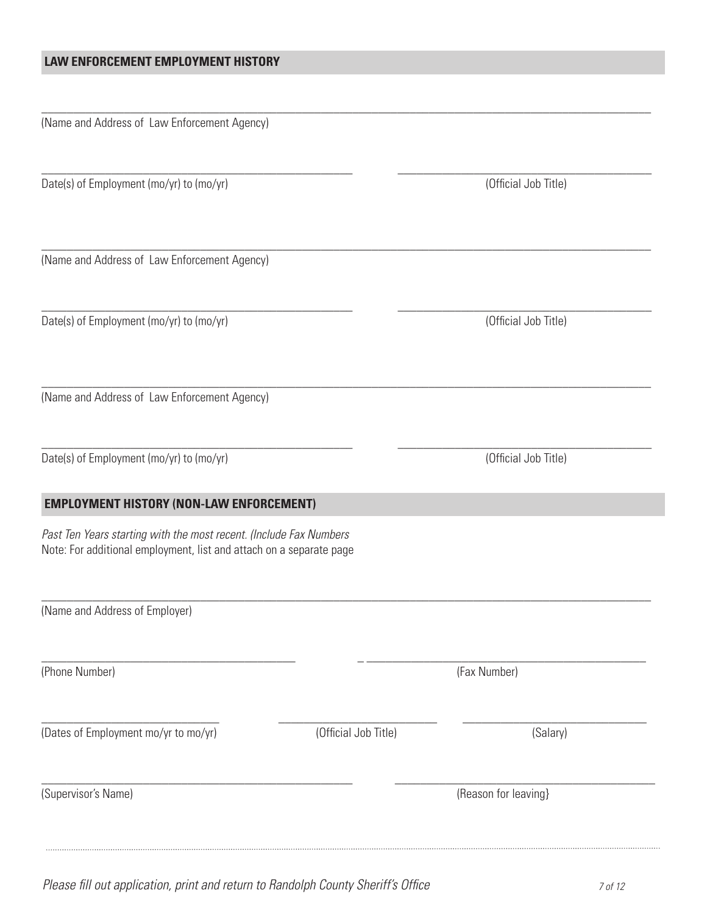## LAW ENFORCEMENT EMPLOYMENT HISTORY

______________________________________________________________________________________________

(Name and Address of Law Enforcement Agency)

_______________________________________________ _______________________________________

Date(s) of Employment (mo/yr) to (mo/yr) (Official Job Title)

______________________________________________________________________________________________

(Name and Address of Law Enforcement Agency)

_______________________________________________ _______________________________________

Date(s) of Employment (mo/yr) to (mo/yr) (Official Job Title)

______________________________________________________________________________________________

(Name and Address of Law Enforcement Agency)

_______________________________________________ _______________________________________

Date(s) of Employment (mo/yr) to (mo/yr) (Official Job Title)

## EMPLOYMENT HISTORY (NON-LAW ENFORCEMENT)

*Past Ten Years starting with the most recent. (Include Fax Numbers*
Note: For additional employment, list and attach on a separate page

______________________________________________________________________________________________

(Name and Address of Employer)

_______________________________________ _ __________________________________________

(Phone Number) (Fax Number)

___________________________ ________________________ ____________________________

(Dates of Employment mo/yr to mo/yr) (Official Job Title) (Salary)

_______________________________________________ ________________________________________

(Supervisor's Name) (Reason for leaving}

*Please fill out application, print and return to Randolph County Sheriff's Office*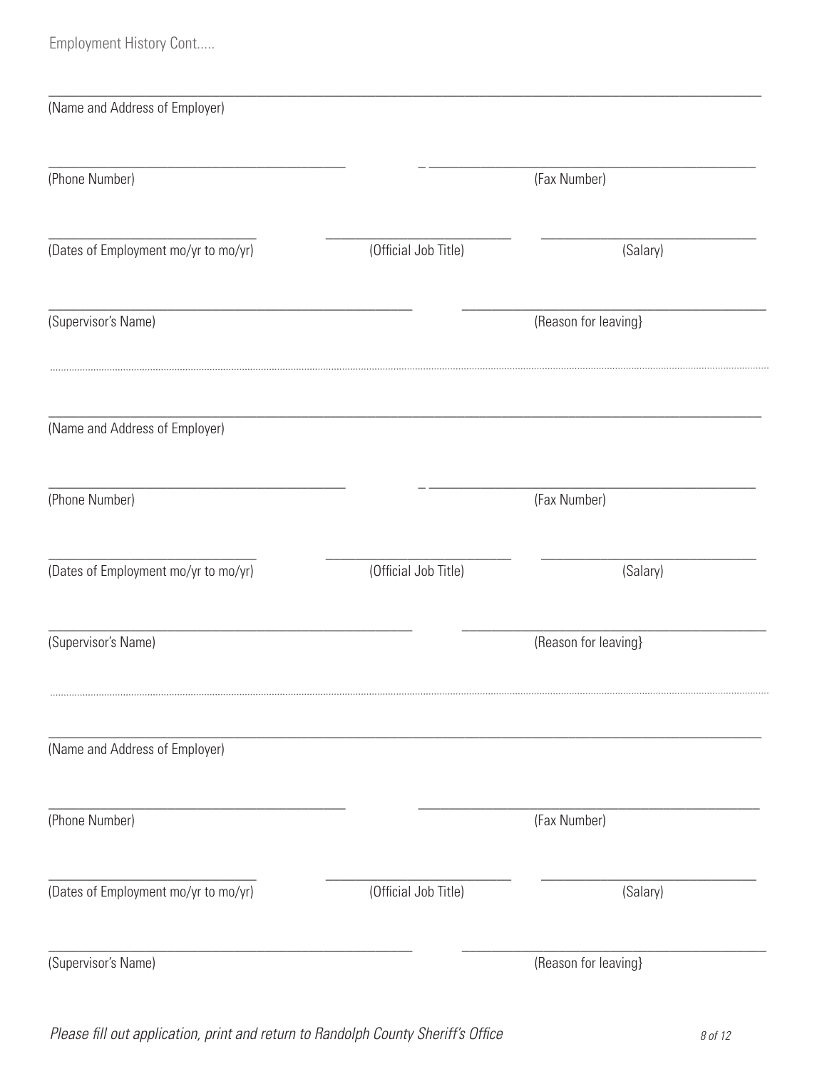Employment History Cont.....

\_\_\_\_\_\_\_\_\_\_\_\_\_\_\_\_\_\_\_\_\_\_\_\_\_\_\_\_\_\_\_\_\_\_\_\_\_\_\_\_\_\_\_\_\_\_\_\_\_\_\_\_\_\_\_\_\_\_\_\_\_\_\_\_\_\_\_\_\_\_\_\_\_\_\_\_\_\_
(Name and Address of Employer)

\_\_\_\_\_\_\_\_\_\_\_\_\_\_\_\_\_\_\_\_\_\_\_\_\_\_\_\_\_\_\_\_\_\_\_\_ \_\_\_\_\_\_\_\_\_\_\_\_\_\_\_\_\_\_\_\_\_\_\_\_\_\_\_\_\_\_\_\_\_\_\_\_
(Phone Number) (Fax Number)

\_\_\_\_\_\_\_\_\_\_\_\_\_\_\_\_\_\_\_\_\_\_\_\_\_ \_\_\_\_\_\_\_\_\_\_\_\_\_\_\_\_\_\_\_\_\_\_\_ \_\_\_\_\_\_\_\_\_\_\_\_\_\_\_\_\_\_\_\_\_\_\_\_\_
(Dates of Employment mo/yr to mo/yr) (Official Job Title) (Salary)

\_\_\_\_\_\_\_\_\_\_\_\_\_\_\_\_\_\_\_\_\_\_\_\_\_\_\_\_\_\_\_\_\_\_\_\_\_\_\_\_ \_\_\_\_\_\_\_\_\_\_\_\_\_\_\_\_\_\_\_\_\_\_\_\_\_\_\_\_\_\_\_\_\_\_\_\_
(Supervisor's Name) (Reason for leaving}

---

\_\_\_\_\_\_\_\_\_\_\_\_\_\_\_\_\_\_\_\_\_\_\_\_\_\_\_\_\_\_\_\_\_\_\_\_\_\_\_\_\_\_\_\_\_\_\_\_\_\_\_\_\_\_\_\_\_\_\_\_\_\_\_\_\_\_\_\_\_\_\_\_\_\_\_\_\_\_
(Name and Address of Employer)

\_\_\_\_\_\_\_\_\_\_\_\_\_\_\_\_\_\_\_\_\_\_\_\_\_\_\_\_\_\_\_\_\_\_\_\_ \_\_\_\_\_\_\_\_\_\_\_\_\_\_\_\_\_\_\_\_\_\_\_\_\_\_\_\_\_\_\_\_\_\_\_\_
(Phone Number) (Fax Number)

\_\_\_\_\_\_\_\_\_\_\_\_\_\_\_\_\_\_\_\_\_\_\_\_\_ \_\_\_\_\_\_\_\_\_\_\_\_\_\_\_\_\_\_\_\_\_\_\_ \_\_\_\_\_\_\_\_\_\_\_\_\_\_\_\_\_\_\_\_\_\_\_\_\_
(Dates of Employment mo/yr to mo/yr) (Official Job Title) (Salary)

\_\_\_\_\_\_\_\_\_\_\_\_\_\_\_\_\_\_\_\_\_\_\_\_\_\_\_\_\_\_\_\_\_\_\_\_\_\_\_\_ \_\_\_\_\_\_\_\_\_\_\_\_\_\_\_\_\_\_\_\_\_\_\_\_\_\_\_\_\_\_\_\_\_\_\_\_
(Supervisor's Name) (Reason for leaving}

---

\_\_\_\_\_\_\_\_\_\_\_\_\_\_\_\_\_\_\_\_\_\_\_\_\_\_\_\_\_\_\_\_\_\_\_\_\_\_\_\_\_\_\_\_\_\_\_\_\_\_\_\_\_\_\_\_\_\_\_\_\_\_\_\_\_\_\_\_\_\_\_\_\_\_\_\_\_\_
(Name and Address of Employer)

\_\_\_\_\_\_\_\_\_\_\_\_\_\_\_\_\_\_\_\_\_\_\_\_\_\_\_\_\_\_\_\_\_\_\_\_ \_\_\_\_\_\_\_\_\_\_\_\_\_\_\_\_\_\_\_\_\_\_\_\_\_\_\_\_\_\_\_\_\_\_\_\_
(Phone Number) (Fax Number)

\_\_\_\_\_\_\_\_\_\_\_\_\_\_\_\_\_\_\_\_\_\_\_\_\_ \_\_\_\_\_\_\_\_\_\_\_\_\_\_\_\_\_\_\_\_\_\_\_ \_\_\_\_\_\_\_\_\_\_\_\_\_\_\_\_\_\_\_\_\_\_\_\_\_
(Dates of Employment mo/yr to mo/yr) (Official Job Title) (Salary)

\_\_\_\_\_\_\_\_\_\_\_\_\_\_\_\_\_\_\_\_\_\_\_\_\_\_\_\_\_\_\_\_\_\_\_\_\_\_\_\_ \_\_\_\_\_\_\_\_\_\_\_\_\_\_\_\_\_\_\_\_\_\_\_\_\_\_\_\_\_\_\_\_\_\_\_\_
(Supervisor's Name) (Reason for leaving}

*Please fill out application, print and return to Randolph County Sheriff's Office*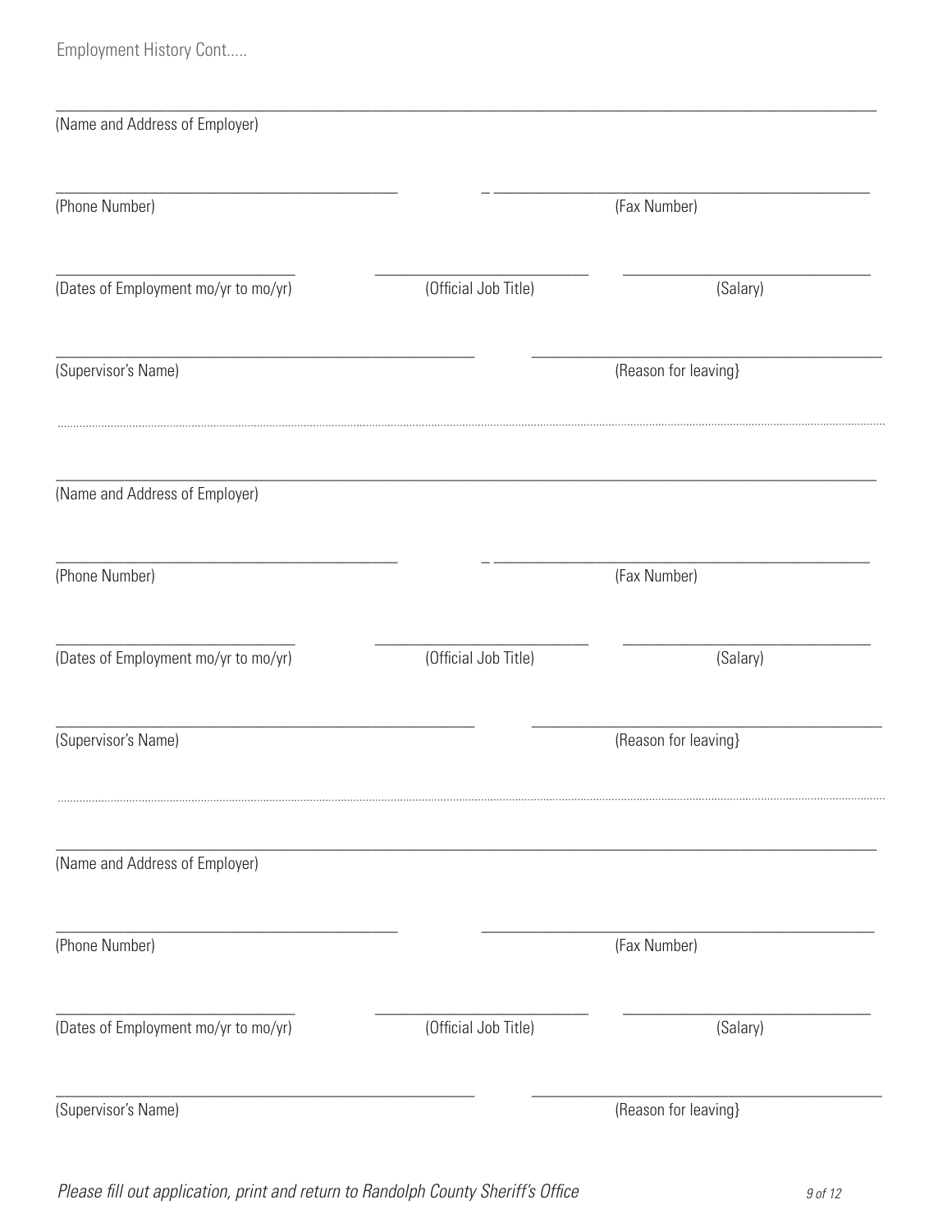Employment History Cont.....

\_\_\_\_\_\_\_\_\_\_\_\_\_\_\_\_\_\_\_\_\_\_\_\_\_\_\_\_\_\_\_\_\_\_\_\_\_\_\_\_\_\_\_\_\_\_\_\_\_\_\_\_\_\_\_\_\_\_\_\_\_\_\_\_\_\_\_\_\_\_\_\_\_\_\_\_

(Name and Address of Employer)

\_\_\_\_\_\_\_\_\_\_\_\_\_\_\_\_\_\_\_\_\_\_\_\_\_\_\_\_\_\_\_\_\_\_\_\_ \_\_\_\_\_\_\_\_\_\_\_\_\_\_\_\_\_\_\_\_\_\_\_\_\_\_\_\_\_\_\_\_\_\_\_\_

(Phone Number) (Fax Number)

\_\_\_\_\_\_\_\_\_\_\_\_\_\_\_\_\_\_\_\_\_\_\_\_\_ \_\_\_\_\_\_\_\_\_\_\_\_\_\_\_\_\_\_\_\_\_\_\_\_\_ \_\_\_\_\_\_\_\_\_\_\_\_\_\_\_\_\_\_\_\_\_\_\_\_\_

(Dates of Employment mo/yr to mo/yr) (Official Job Title) (Salary)

\_\_\_\_\_\_\_\_\_\_\_\_\_\_\_\_\_\_\_\_\_\_\_\_\_\_\_\_\_\_\_\_\_\_\_\_\_\_\_\_ \_\_\_\_\_\_\_\_\_\_\_\_\_\_\_\_\_\_\_\_\_\_\_\_\_\_\_\_\_\_\_\_\_\_\_\_

(Supervisor's Name) (Reason for leaving}

---

\_\_\_\_\_\_\_\_\_\_\_\_\_\_\_\_\_\_\_\_\_\_\_\_\_\_\_\_\_\_\_\_\_\_\_\_\_\_\_\_\_\_\_\_\_\_\_\_\_\_\_\_\_\_\_\_\_\_\_\_\_\_\_\_\_\_\_\_\_\_\_\_\_\_\_\_

(Name and Address of Employer)

\_\_\_\_\_\_\_\_\_\_\_\_\_\_\_\_\_\_\_\_\_\_\_\_\_\_\_\_\_\_\_\_\_\_\_\_ \_\_\_\_\_\_\_\_\_\_\_\_\_\_\_\_\_\_\_\_\_\_\_\_\_\_\_\_\_\_\_\_\_\_\_\_

(Phone Number) (Fax Number)

\_\_\_\_\_\_\_\_\_\_\_\_\_\_\_\_\_\_\_\_\_\_\_\_\_ \_\_\_\_\_\_\_\_\_\_\_\_\_\_\_\_\_\_\_\_\_\_\_\_\_ \_\_\_\_\_\_\_\_\_\_\_\_\_\_\_\_\_\_\_\_\_\_\_\_\_

(Dates of Employment mo/yr to mo/yr) (Official Job Title) (Salary)

\_\_\_\_\_\_\_\_\_\_\_\_\_\_\_\_\_\_\_\_\_\_\_\_\_\_\_\_\_\_\_\_\_\_\_\_\_\_\_\_ \_\_\_\_\_\_\_\_\_\_\_\_\_\_\_\_\_\_\_\_\_\_\_\_\_\_\_\_\_\_\_\_\_\_\_\_

(Supervisor's Name) (Reason for leaving}

---

\_\_\_\_\_\_\_\_\_\_\_\_\_\_\_\_\_\_\_\_\_\_\_\_\_\_\_\_\_\_\_\_\_\_\_\_\_\_\_\_\_\_\_\_\_\_\_\_\_\_\_\_\_\_\_\_\_\_\_\_\_\_\_\_\_\_\_\_\_\_\_\_\_\_\_\_

(Name and Address of Employer)

\_\_\_\_\_\_\_\_\_\_\_\_\_\_\_\_\_\_\_\_\_\_\_\_\_\_\_\_\_\_\_\_\_\_\_\_ \_\_\_\_\_\_\_\_\_\_\_\_\_\_\_\_\_\_\_\_\_\_\_\_\_\_\_\_\_\_\_\_\_\_\_\_

(Phone Number) (Fax Number)

\_\_\_\_\_\_\_\_\_\_\_\_\_\_\_\_\_\_\_\_\_\_\_\_\_ \_\_\_\_\_\_\_\_\_\_\_\_\_\_\_\_\_\_\_\_\_\_\_\_\_ \_\_\_\_\_\_\_\_\_\_\_\_\_\_\_\_\_\_\_\_\_\_\_\_\_

(Dates of Employment mo/yr to mo/yr) (Official Job Title) (Salary)

\_\_\_\_\_\_\_\_\_\_\_\_\_\_\_\_\_\_\_\_\_\_\_\_\_\_\_\_\_\_\_\_\_\_\_\_\_\_\_\_ \_\_\_\_\_\_\_\_\_\_\_\_\_\_\_\_\_\_\_\_\_\_\_\_\_\_\_\_\_\_\_\_\_\_\_\_

(Supervisor's Name) (Reason for leaving}

*Please fill out application, print and return to Randolph County Sheriff's Office*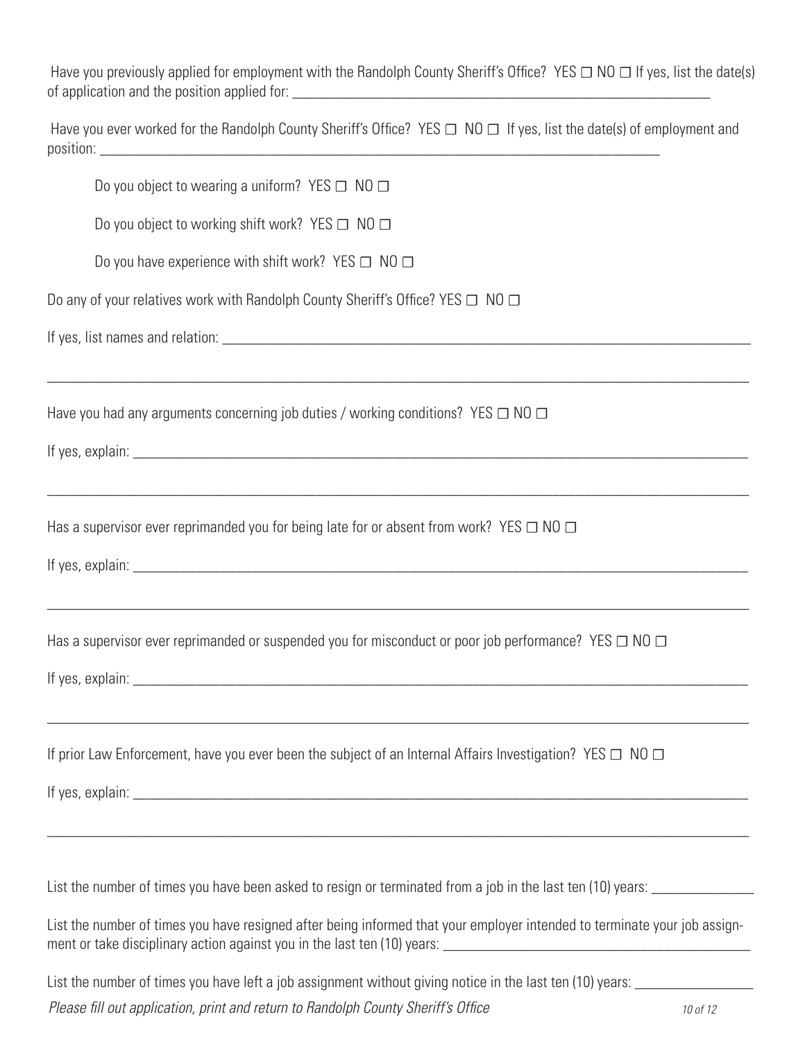Have you previously applied for employment with the Randolph County Sheriff's Office? YES ☐ NO ☐ If yes, list the date(s) of application and the position applied for: ___________________________________________

Have you ever worked for the Randolph County Sheriff's Office? YES ☐ NO ☐ If yes, list the date(s) of employment and position: ___________________________________________

Do you object to wearing a uniform? YES ☐ NO ☐

Do you object to working shift work? YES ☐ NO ☐

Do you have experience with shift work? YES ☐ NO ☐

Do any of your relatives work with Randolph County Sheriff's Office? YES ☐ NO ☐

If yes, list names and relation: ___________________________________________

___________________________________________

Have you had any arguments concerning job duties / working conditions? YES ☐ NO ☐

If yes, explain: ___________________________________________

___________________________________________

Has a supervisor ever reprimanded you for being late for or absent from work? YES ☐ NO ☐

If yes, explain: ___________________________________________

___________________________________________

Has a supervisor ever reprimanded or suspended you for misconduct or poor job performance? YES ☐ NO ☐

If yes, explain: ___________________________________________

___________________________________________

If prior Law Enforcement, have you ever been the subject of an Internal Affairs Investigation? YES ☐ NO ☐

If yes, explain: ___________________________________________

___________________________________________

List the number of times you have been asked to resign or terminated from a job in the last ten (10) years: ______________

List the number of times you have resigned after being informed that your employer intended to terminate your job assignment or take disciplinary action against you in the last ten (10) years: ______________

List the number of times you have left a job assignment without giving notice in the last ten (10) years: ______________

*Please fill out application, print and return to Randolph County Sheriff's Office*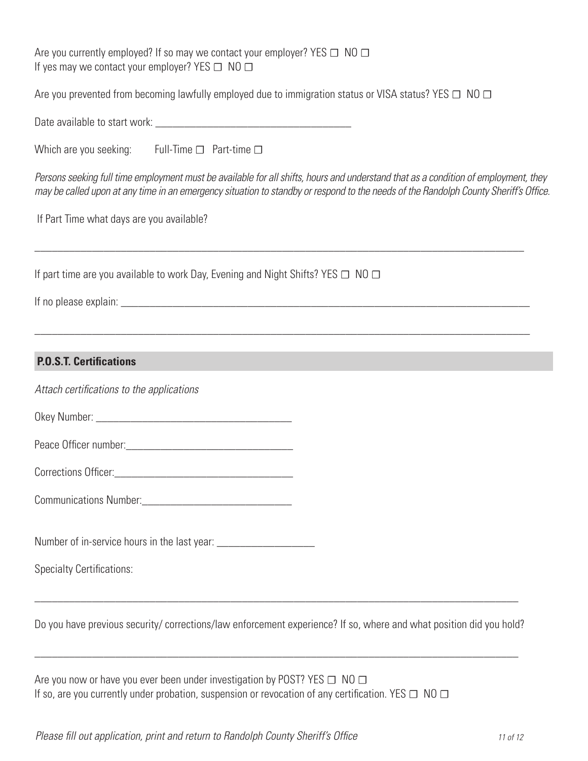Are you currently employed? If so may we contact your employer? YES ☐ NO ☐
If yes may we contact your employer? YES ☐ NO ☐

Are you prevented from becoming lawfully employed due to immigration status or VISA status? YES ☐ NO ☐

Date available to start work: ____________________________________

Which are you seeking: Full-Time ☐ Part-time ☐

*Persons seeking full time employment must be available for all shifts, hours and understand that as a condition of employment, they may be called upon at any time in an emergency situation to standby or respond to the needs of the Randolph County Sheriff's Office.*

If Part Time what days are you available?

______________________________________________________________________________

If part time are you available to work Day, Evening and Night Shifts? YES ☐ NO ☐

If no please explain: ___________________________________________________________

______________________________________________________________________________

## P.O.S.T. Certifications

*Attach certifications to the applications*

Okey Number: ____________________________________

Peace Officer number:______________________________

Corrections Officer:________________________________

Communications Number:___________________________

Number of in-service hours in the last year: __________________

Specialty Certifications:

______________________________________________________________________________

Do you have previous security/ corrections/law enforcement experience? If so, where and what position did you hold?

______________________________________________________________________________

Are you now or have you ever been under investigation by POST? YES ☐ NO ☐
If so, are you currently under probation, suspension or revocation of any certification. YES ☐ NO ☐

*Please fill out application, print and return to Randolph County Sheriff's Office*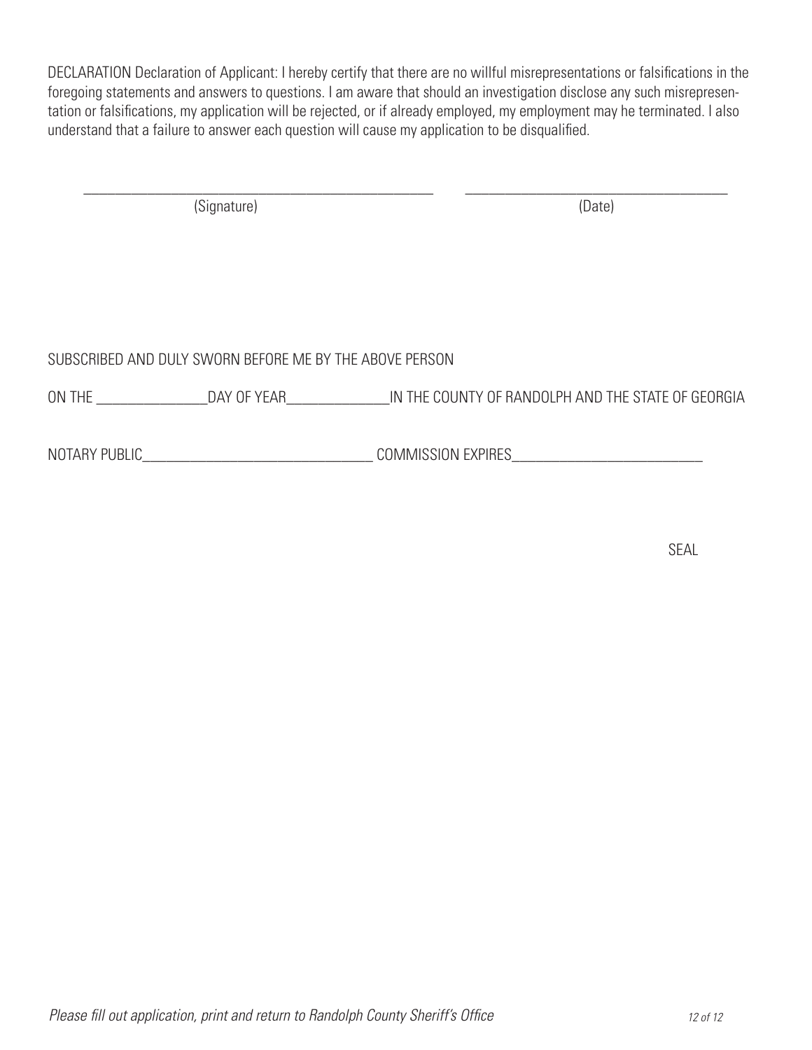DECLARATION Declaration of Applicant: I hereby certify that there are no willful misrepresentations or falsifications in the foregoing statements and answers to questions. I am aware that should an investigation disclose any such misrepresentation or falsifications, my application will be rejected, or if already employed, my employment may he terminated. I also understand that a failure to answer each question will cause my application to be disqualified.

_______________________________________________ (Signature)

___________________________________ (Date)

SUBSCRIBED AND DULY SWORN BEFORE ME BY THE ABOVE PERSON

ON THE _______________DAY OF YEAR______________IN THE COUNTY OF RANDOLPH AND THE STATE OF GEORGIA

NOTARY PUBLIC_______________________________ COMMISSION EXPIRES__________________________

SEAL

*Please fill out application, print and return to Randolph County Sheriff's Office*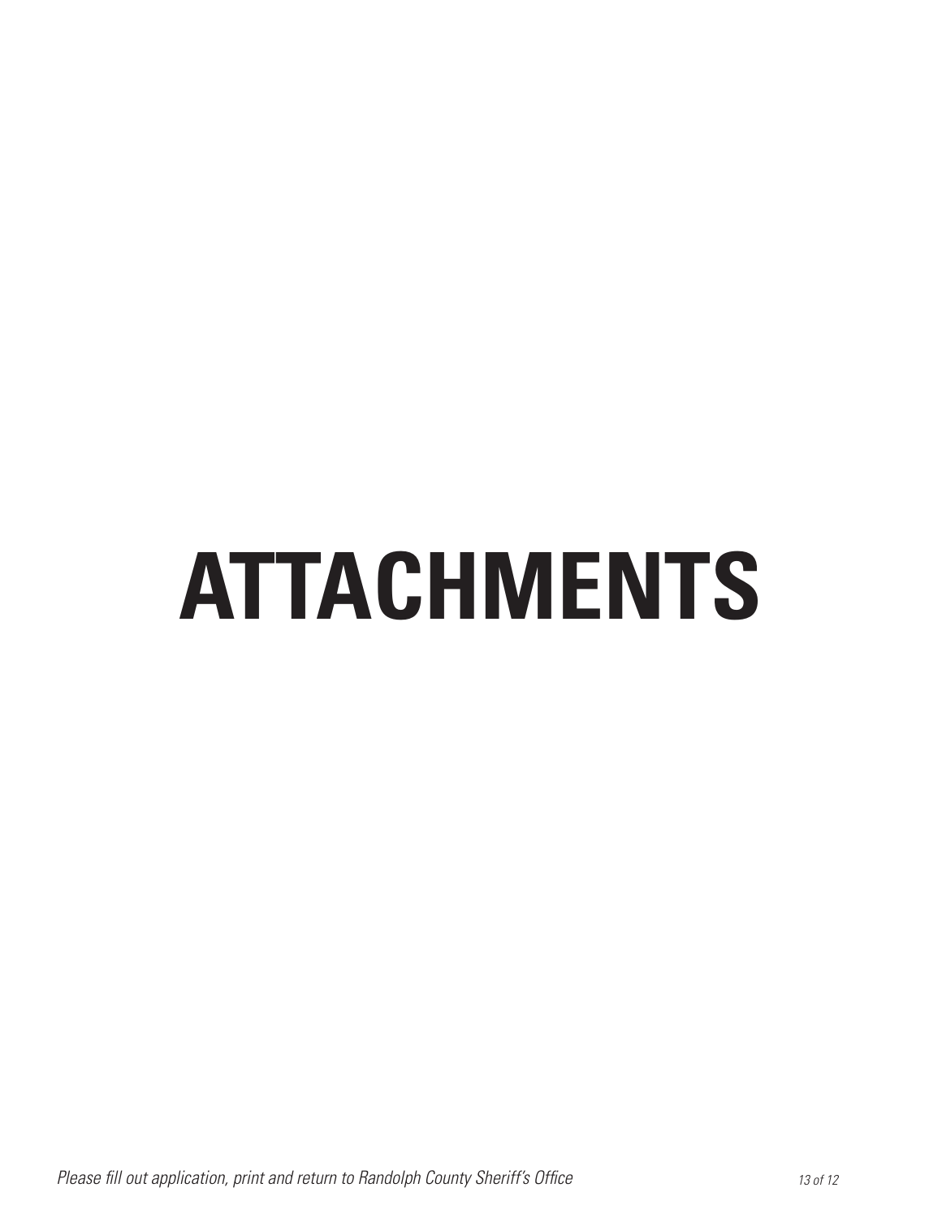# ATTACHMENTS

*Please fill out application, print and return to Randolph County Sheriff's Office*